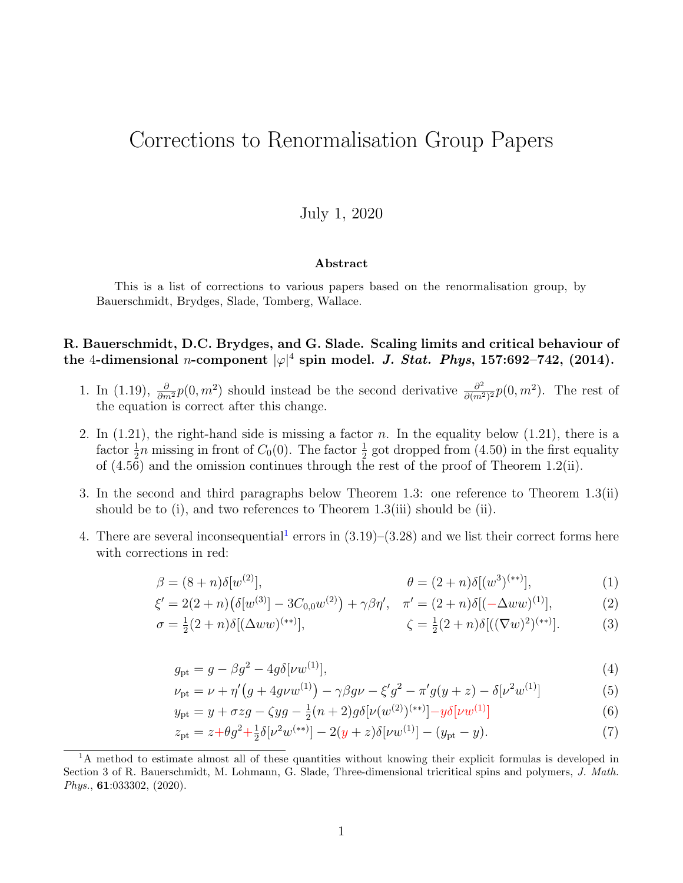# Corrections to Renormalisation Group Papers

July 1, 2020

### Abstract

This is a list of corrections to various papers based on the renormalisation group, by Bauerschmidt, Brydges, Slade, Tomberg, Wallace.

**R. Bauerschmidt, D.C. Brydges, and G. Slade. Scaling limits and critical behaviour of the 4-dimensional $n$-component $|\varphi|^4$ spin model. *J. Stat. Phys*, 157:692–742, (2014).**

1. In (1.19), $\frac{\partial}{\partial m^2} p(0, m^2)$ should instead be the second derivative $\frac{\partial^2}{\partial (m^2)^2} p(0, m^2)$. The rest of the equation is correct after this change.

2. In (1.21), the right-hand side is missing a factor $n$. In the equality below (1.21), there is a factor $\frac{1}{2}n$ missing in front of $C_0(0)$. The factor $\frac{1}{2}$ got dropped from (4.50) in the first equality of (4.56) and the omission continues through the rest of the proof of Theorem 1.2(ii).

3. In the second and third paragraphs below Theorem 1.3: one reference to Theorem 1.3(ii) should be to (i), and two references to Theorem 1.3(iii) should be (ii).

4. There are several inconsequential[1] errors in (3.19)–(3.28) and we list their correct forms here with corrections in red:

$$\beta = (8+n)\delta[w^{(2)}], \qquad \theta = (2+n)\delta[(w^3)^{(**)}], \tag{1}$$

$$\xi' = 2(2+n)\big(\delta[w^{(3)}] - 3C_{0,0}w^{(2)}\big) + \gamma\beta\eta', \quad \pi' = (2+n)\delta[(-\Delta w w)^{(1)}], \tag{2}$$

$$\sigma = \tfrac{1}{2}(2+n)\delta[(\Delta w w)^{(**)}], \qquad \zeta = \tfrac{1}{2}(2+n)\delta[((\nabla w)^2)^{(**)}]. \tag{3}$$

$$g_{\rm pt} = g - \beta g^2 - 4g\delta[\nu w^{(1)}], \tag{4}$$

$$\nu_{\rm pt} = \nu + \eta'\big(g + 4g\nu w^{(1)}\big) - \gamma\beta g\nu - \xi' g^2 - \pi' g(y+z) - \delta[\nu^2 w^{(1)}] \tag{5}$$

$$y_{\rm pt} = y + \sigma z g - \zeta y g - \tfrac{1}{2}(n+2)g\delta[\nu(w^{(2)})^{(**)}] - y\delta[\nu w^{(1)}] \tag{6}$$

$$z_{\rm pt} = z + \theta g^2 + \tfrac{1}{2}\delta[\nu^2 w^{(**)}] - 2(y+z)\delta[\nu w^{(1)}] - (y_{\rm pt} - y). \tag{7}$$

[1] A method to estimate almost all of these quantities without knowing their explicit formulas is developed in Section 3 of R. Bauerschmidt, M. Lohmann, G. Slade, Three-dimensional tricritical spins and polymers, *J. Math. Phys.*, **61**:033302, (2020).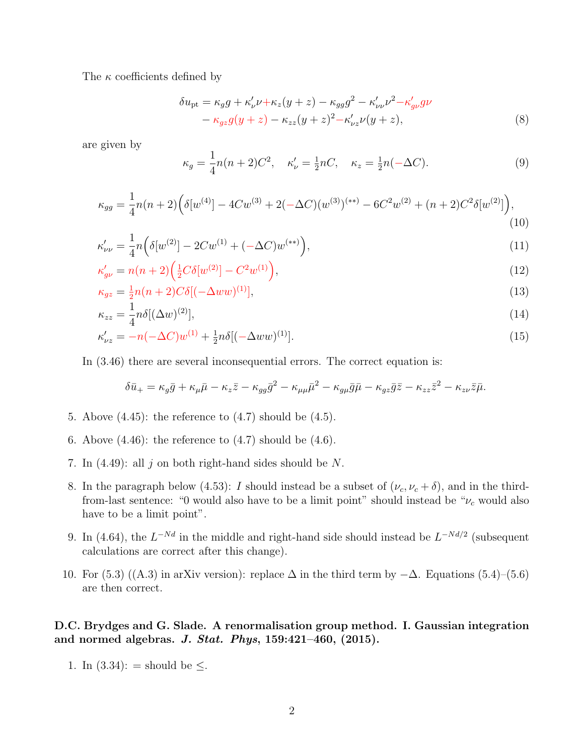The $\kappa$ coefficients defined by

$$\delta u_{\rm pt} = \kappa_g g + \kappa'_\nu \nu + \kappa_z (y+z) - \kappa_{gg} g^2 - \kappa'_{\nu\nu}\nu^2 - \kappa'_{g\nu} g\nu - \kappa_{gz} g(y+z) - \kappa_{zz}(y+z)^2 - \kappa'_{\nu z}\nu(y+z), \tag{8}$$

are given by

$$\kappa_g = \frac{1}{4}n(n+2)C^2, \quad \kappa'_\nu = \tfrac{1}{2}nC, \quad \kappa_z = \tfrac{1}{2}n(-\Delta C). \tag{9}$$

$$\kappa_{gg} = \frac{1}{4}n(n+2)\Big(\delta[w^{(4)}] - 4Cw^{(3)} + 2(-\Delta C)(w^{(3)})^{(**)} - 6C^2 w^{(2)} + (n+2)C^2\delta[w^{(2)}]\Big), \tag{10}$$

$$\kappa'_{\nu\nu} = \frac{1}{4}n\Big(\delta[w^{(2)}] - 2Cw^{(1)} + (-\Delta C)w^{(**)}\Big), \tag{11}$$

$$\kappa'_{g\nu} = n(n+2)\Big(\tfrac{1}{2}C\delta[w^{(2)}] - C^2 w^{(1)}\Big), \tag{12}$$

$$\kappa_{gz} = \tfrac{1}{2}n(n+2)C\delta[(-\Delta ww)^{(1)}], \tag{13}$$

$$\kappa_{zz} = \frac{1}{4}n\delta[(\Delta w)^{(2)}], \tag{14}$$

$$\kappa'_{\nu z} = -n(-\Delta C)w^{(1)} + \tfrac{1}{2}n\delta[(-\Delta ww)^{(1)}]. \tag{15}$$

In (3.46) there are several inconsequential errors. The correct equation is:

$$\delta\bar{u}_+ = \kappa_g\bar{g} + \kappa_\mu\bar{\mu} - \kappa_z\bar{z} - \kappa_{gg}\bar{g}^2 - \kappa_{\mu\mu}\bar{\mu}^2 - \kappa_{g\mu}\bar{g}\bar{\mu} - \kappa_{gz}\bar{g}\bar{z} - \kappa_{zz}\bar{z}^2 - \kappa_{z\nu}\bar{z}\bar{\mu}.$$

5. Above (4.45): the reference to (4.7) should be (4.5).

6. Above (4.46): the reference to (4.7) should be (4.6).

7. In (4.49): all $j$ on both right-hand sides should be $N$.

8. In the paragraph below (4.53): $I$ should instead be a subset of $(\nu_c, \nu_c + \delta)$, and in the third-from-last sentence: "0 would also have to be a limit point" should instead be "$\nu_c$ would also have to be a limit point".

9. In (4.64), the $L^{-Nd}$ in the middle and right-hand side should instead be $L^{-Nd/2}$ (subsequent calculations are correct after this change).

10. For (5.3) ((A.3) in arXiv version): replace $\Delta$ in the third term by $-\Delta$. Equations (5.4)–(5.6) are then correct.

**D.C. Brydges and G. Slade. A renormalisation group method. I. Gaussian integration and normed algebras. *J. Stat. Phys*, 159:421–460, (2015).**

1. In (3.34): = should be $\leq$.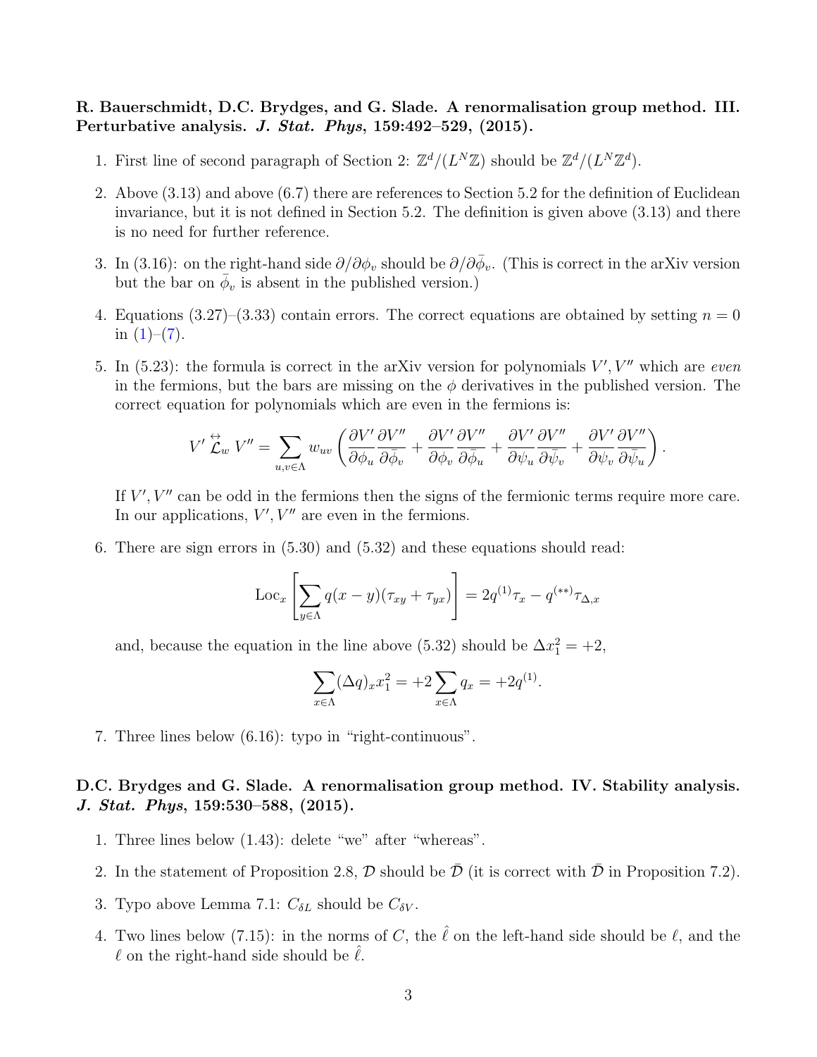**R. Bauerschmidt, D.C. Brydges, and G. Slade. A renormalisation group method. III. Perturbative analysis. *J. Stat. Phys*, 159:492–529, (2015).**

1. First line of second paragraph of Section 2: $\mathbb{Z}^d/(L^N\mathbb{Z})$ should be $\mathbb{Z}^d/(L^N\mathbb{Z}^d)$.

2. Above (3.13) and above (6.7) there are references to Section 5.2 for the definition of Euclidean invariance, but it is not defined in Section 5.2. The definition is given above (3.13) and there is no need for further reference.

3. In (3.16): on the right-hand side $\partial/\partial\phi_v$ should be $\partial/\partial\bar{\phi}_v$. (This is correct in the arXiv version but the bar on $\bar{\phi}_v$ is absent in the published version.)

4. Equations (3.27)–(3.33) contain errors. The correct equations are obtained by setting $n = 0$ in (1)–(7).

5. In (5.23): the formula is correct in the arXiv version for polynomials $V', V''$ which are *even* in the fermions, but the bars are missing on the $\phi$ derivatives in the published version. The correct equation for polynomials which are even in the fermions is:

$$V' \overset{\leftrightarrow}{\mathcal{L}}_w V'' = \sum_{u,v\in\Lambda} w_{uv} \left( \frac{\partial V'}{\partial \phi_u}\frac{\partial V''}{\partial \bar{\phi}_v} + \frac{\partial V'}{\partial \phi_v}\frac{\partial V''}{\partial \bar{\phi}_u} + \frac{\partial V'}{\partial \psi_u}\frac{\partial V''}{\partial \bar{\psi}_v} + \frac{\partial V'}{\partial \psi_v}\frac{\partial V''}{\partial \bar{\psi}_u} \right).$$

   If $V', V''$ can be odd in the fermions then the signs of the fermionic terms require more care. In our applications, $V', V''$ are even in the fermions.

6. There are sign errors in (5.30) and (5.32) and these equations should read:

$$\mathrm{Loc}_x \left[ \sum_{y\in\Lambda} q(x-y)(\tau_{xy} + \tau_{yx}) \right] = 2q^{(1)}\tau_x - q^{(**)}\tau_{\Delta,x}$$

   and, because the equation in the line above (5.32) should be $\Delta x_1^2 = +2$,

$$\sum_{x\in\Lambda} (\Delta q)_x x_1^2 = +2\sum_{x\in\Lambda} q_x = +2q^{(1)}.$$

7. Three lines below (6.16): typo in "right-continuous".

**D.C. Brydges and G. Slade. A renormalisation group method. IV. Stability analysis. *J. Stat. Phys*, 159:530–588, (2015).**

1. Three lines below (1.43): delete "we" after "whereas".

2. In the statement of Proposition 2.8, $\mathcal{D}$ should be $\bar{\mathcal{D}}$ (it is correct with $\bar{\mathcal{D}}$ in Proposition 7.2).

3. Typo above Lemma 7.1: $C_{\delta L}$ should be $C_{\delta V}$.

4. Two lines below (7.15): in the norms of $C$, the $\hat{\ell}$ on the left-hand side should be $\ell$, and the $\ell$ on the right-hand side should be $\hat{\ell}$.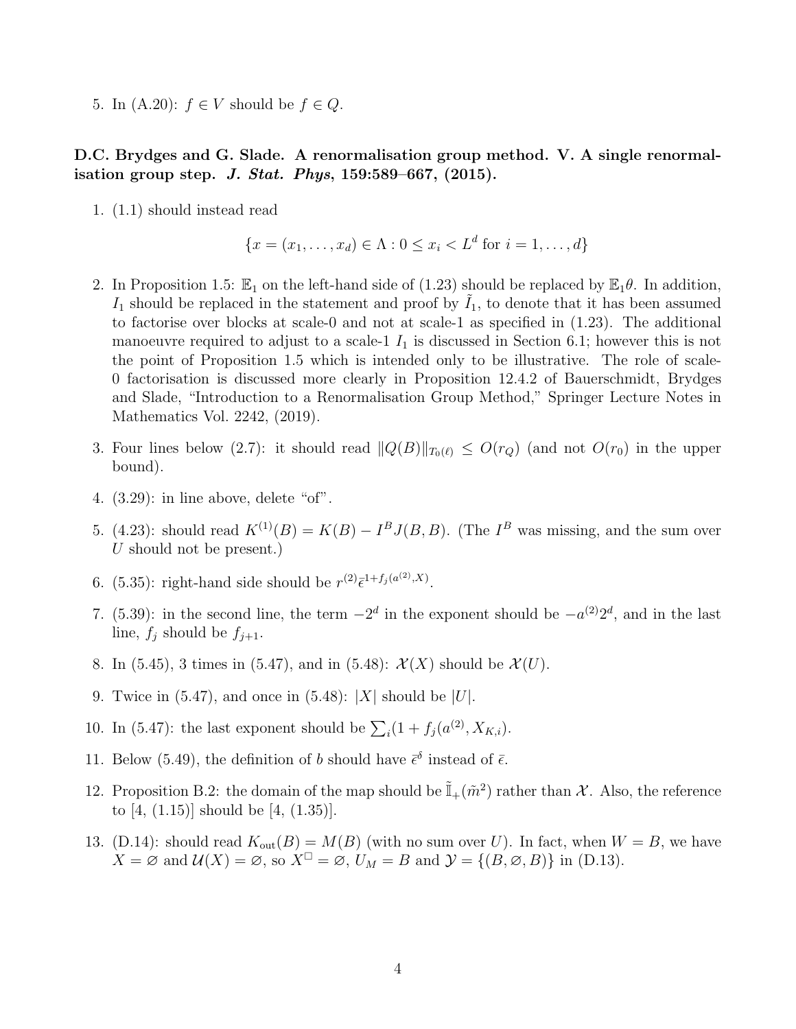5. In (A.20): $f \in V$ should be $f \in Q$.

**D.C. Brydges and G. Slade. A renormalisation group method. V. A single renormalisation group step. *J. Stat. Phys*, 159:589–667, (2015).**

1. (1.1) should instead read

$$\{x = (x_1, \ldots, x_d) \in \Lambda : 0 \le x_i < L^d \text{ for } i = 1, \ldots, d\}$$

2. In Proposition 1.5: $\mathbb{E}_1$ on the left-hand side of (1.23) should be replaced by $\mathbb{E}_1\theta$. In addition, $I_1$ should be replaced in the statement and proof by $\tilde{I}_1$, to denote that it has been assumed to factorise over blocks at scale-0 and not at scale-1 as specified in (1.23). The additional manoeuvre required to adjust to a scale-1 $I_1$ is discussed in Section 6.1; however this is not the point of Proposition 1.5 which is intended only to be illustrative. The role of scale-0 factorisation is discussed more clearly in Proposition 12.4.2 of Bauerschmidt, Brydges and Slade, "Introduction to a Renormalisation Group Method," Springer Lecture Notes in Mathematics Vol. 2242, (2019).

3. Four lines below (2.7): it should read $\|Q(B)\|_{T_0(\ell)} \le O(r_Q)$ (and not $O(r_0)$ in the upper bound).

4. (3.29): in line above, delete "of".

5. (4.23): should read $K^{(1)}(B) = K(B) - I^B J(B, B)$. (The $I^B$ was missing, and the sum over $U$ should not be present.)

6. (5.35): right-hand side should be $r^{(2)}\bar{\epsilon}^{1+f_j(a^{(2)},X)}$.

7. (5.39): in the second line, the term $-2^d$ in the exponent should be $-a^{(2)}2^d$, and in the last line, $f_j$ should be $f_{j+1}$.

8. In (5.45), 3 times in (5.47), and in (5.48): $\mathcal{X}(X)$ should be $\mathcal{X}(U)$.

9. Twice in (5.47), and once in (5.48): $|X|$ should be $|U|$.

10. In (5.47): the last exponent should be $\sum_i (1 + f_j(a^{(2)}, X_{K,i})$.

11. Below (5.49), the definition of $b$ should have $\bar{\epsilon}^\delta$ instead of $\bar{\epsilon}$.

12. Proposition B.2: the domain of the map should be $\tilde{\mathbb{I}}_+(\tilde{m}^2)$ rather than $\mathcal{X}$. Also, the reference to [4, (1.15)] should be [4, (1.35)].

13. (D.14): should read $K_{\text{out}}(B) = M(B)$ (with no sum over $U$). In fact, when $W = B$, we have $X = \varnothing$ and $\mathcal{U}(X) = \varnothing$, so $X^\square = \varnothing$, $U_M = B$ and $\mathcal{Y} = \{(B, \varnothing, B)\}$ in (D.13).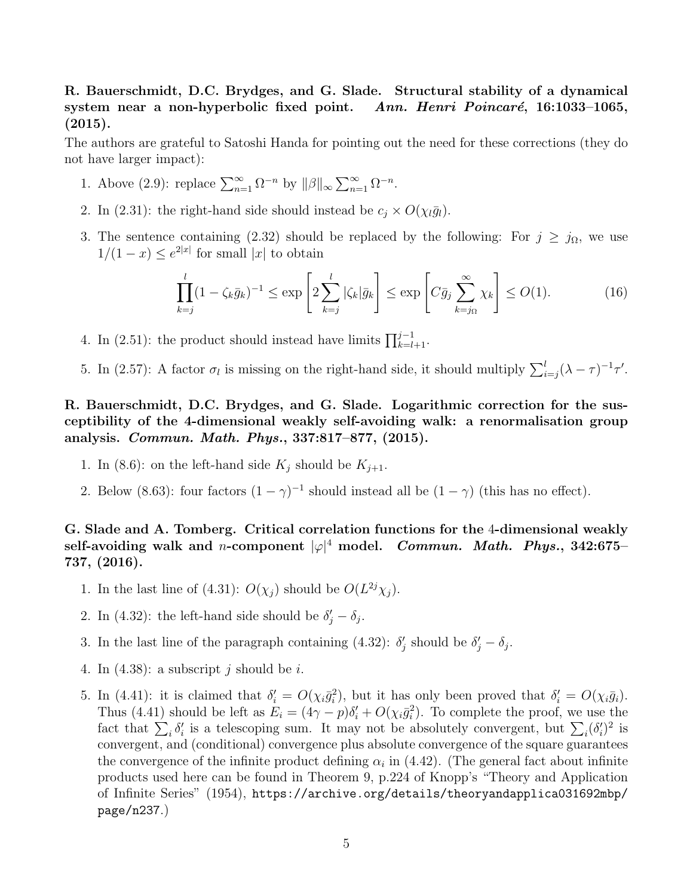**R. Bauerschmidt, D.C. Brydges, and G. Slade. Structural stability of a dynamical system near a non-hyperbolic fixed point. *Ann. Henri Poincaré*, 16:1033–1065, (2015).**

The authors are grateful to Satoshi Handa for pointing out the need for these corrections (they do not have larger impact):

1. Above (2.9): replace $\sum_{n=1}^{\infty} \Omega^{-n}$ by $\|\beta\|_\infty \sum_{n=1}^{\infty} \Omega^{-n}$.
2. In (2.31): the right-hand side should instead be $c_j \times O(\chi_l \bar{g}_l)$.
3. The sentence containing (2.32) should be replaced by the following: For $j \geq j_\Omega$, we use $1/(1-x) \leq e^{2|x|}$ for small $|x|$ to obtain

$$\prod_{k=j}^{l} (1 - \zeta_k \bar{g}_k)^{-1} \leq \exp\left[2 \sum_{k=j}^{l} |\zeta_k| \bar{g}_k\right] \leq \exp\left[C \bar{g}_j \sum_{k=j_\Omega}^{\infty} \chi_k\right] \leq O(1). \tag{16}$$

4. In (2.51): the product should instead have limits $\prod_{k=l+1}^{j-1}$.
5. In (2.57): A factor $\sigma_l$ is missing on the right-hand side, it should multiply $\sum_{i=j}^{l} (\lambda - \tau)^{-1} \tau'$.

**R. Bauerschmidt, D.C. Brydges, and G. Slade. Logarithmic correction for the susceptibility of the 4-dimensional weakly self-avoiding walk: a renormalisation group analysis. *Commun. Math. Phys.*, 337:817–877, (2015).**

1. In (8.6): on the left-hand side $K_j$ should be $K_{j+1}$.
2. Below (8.63): four factors $(1-\gamma)^{-1}$ should instead all be $(1-\gamma)$ (this has no effect).

**G. Slade and A. Tomberg. Critical correlation functions for the 4-dimensional weakly self-avoiding walk and $n$-component $|\varphi|^4$ model. *Commun. Math. Phys.*, 342:675–737, (2016).**

1. In the last line of (4.31): $O(\chi_j)$ should be $O(L^{2j}\chi_j)$.
2. In (4.32): the left-hand side should be $\delta_j' - \delta_j$.
3. In the last line of the paragraph containing (4.32): $\delta_j'$ should be $\delta_j' - \delta_j$.
4. In (4.38): a subscript $j$ should be $i$.
5. In (4.41): it is claimed that $\delta_i' = O(\chi_i \bar{g}_i^2)$, but it has only been proved that $\delta_i' = O(\chi_i \bar{g}_i)$. Thus (4.41) should be left as $E_i = (4\gamma - p)\delta_i' + O(\chi_i \bar{g}_i^2)$. To complete the proof, we use the fact that $\sum_i \delta_i'$ is a telescoping sum. It may not be absolutely convergent, but $\sum_i (\delta_i')^2$ is convergent, and (conditional) convergence plus absolute convergence of the square guarantees the convergence of the infinite product defining $\alpha_i$ in (4.42). (The general fact about infinite products used here can be found in Theorem 9, p.224 of Knopp's "Theory and Application of Infinite Series" (1954), https://archive.org/details/theoryandapplica031692mbp/page/n237.)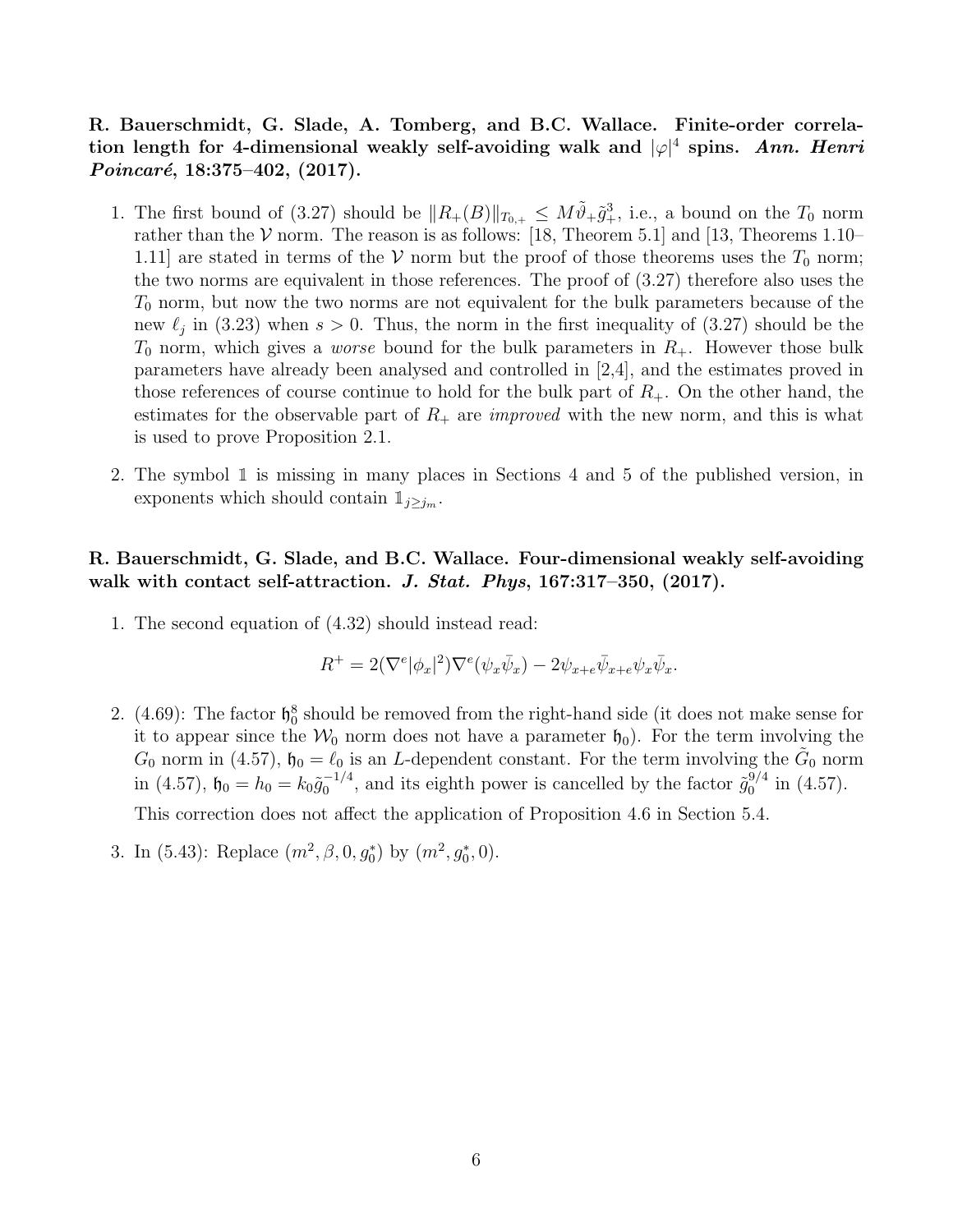**R. Bauerschmidt, G. Slade, A. Tomberg, and B.C. Wallace. Finite-order correlation length for 4-dimensional weakly self-avoiding walk and $|\varphi|^4$ spins. *Ann. Henri Poincaré*, 18:375–402, (2017).**

1. The first bound of (3.27) should be $\|R_+(B)\|_{T_{0,+}} \leq M\tilde{\vartheta}_+\tilde{g}_+^3$, i.e., a bound on the $T_0$ norm rather than the $\mathcal{V}$ norm. The reason is as follows: [18, Theorem 5.1] and [13, Theorems 1.10–1.11] are stated in terms of the $\mathcal{V}$ norm but the proof of those theorems uses the $T_0$ norm; the two norms are equivalent in those references. The proof of (3.27) therefore also uses the $T_0$ norm, but now the two norms are not equivalent for the bulk parameters because of the new $\ell_j$ in (3.23) when $s > 0$. Thus, the norm in the first inequality of (3.27) should be the $T_0$ norm, which gives a *worse* bound for the bulk parameters in $R_+$. However those bulk parameters have already been analysed and controlled in [2,4], and the estimates proved in those references of course continue to hold for the bulk part of $R_+$. On the other hand, the estimates for the observable part of $R_+$ are *improved* with the new norm, and this is what is used to prove Proposition 2.1.

2. The symbol $\mathbb{1}$ is missing in many places in Sections 4 and 5 of the published version, in exponents which should contain $\mathbb{1}_{j\geq j_m}$.

**R. Bauerschmidt, G. Slade, and B.C. Wallace. Four-dimensional weakly self-avoiding walk with contact self-attraction. *J. Stat. Phys*, 167:317–350, (2017).**

1. The second equation of (4.32) should instead read:

$$R^+ = 2(\nabla^e|\phi_x|^2)\nabla^e(\psi_x\bar{\psi}_x) - 2\psi_{x+e}\bar{\psi}_{x+e}\psi_x\bar{\psi}_x.$$

2. (4.69): The factor $\mathfrak{h}_0^8$ should be removed from the right-hand side (it does not make sense for it to appear since the $\mathcal{W}_0$ norm does not have a parameter $\mathfrak{h}_0$). For the term involving the $G_0$ norm in (4.57), $\mathfrak{h}_0 = \ell_0$ is an $L$-dependent constant. For the term involving the $\tilde{G}_0$ norm in (4.57), $\mathfrak{h}_0 = h_0 = k_0\tilde{g}_0^{-1/4}$, and its eighth power is cancelled by the factor $\tilde{g}_0^{9/4}$ in (4.57).

   This correction does not affect the application of Proposition 4.6 in Section 5.4.

3. In (5.43): Replace $(m^2, \beta, 0, g_0^*)$ by $(m^2, g_0^*, 0)$.